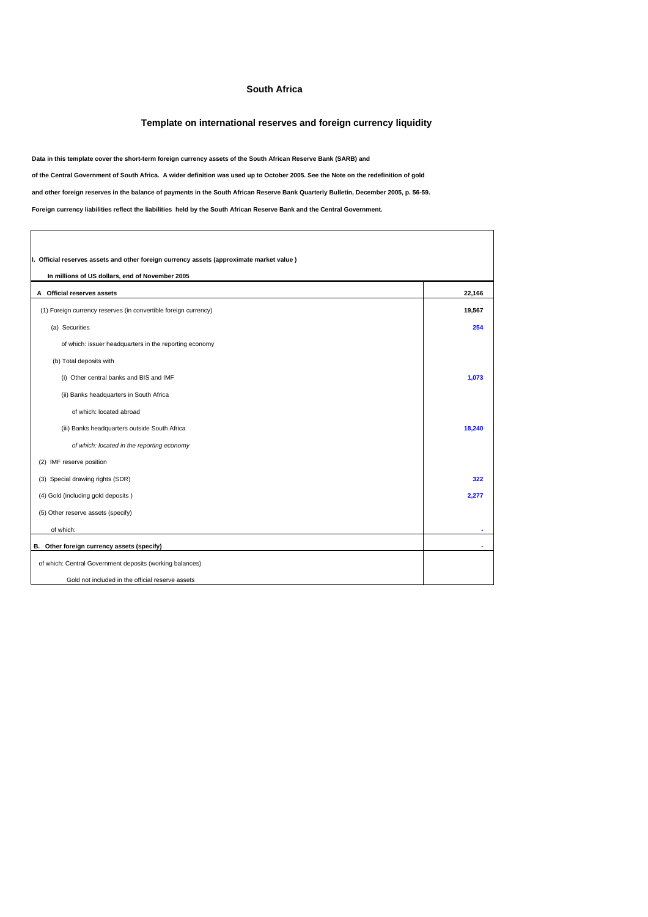# South Africa

## Template on international reserves and foreign currency liquidity

**Data in this template cover the short-term foreign currency assets of the South African Reserve Bank (SARB) and**

**of the Central Government of South Africa. A wider definition was used up to October 2005. See the Note on the redefinition of gold**

**and other foreign reserves in the balance of payments in the South African Reserve Bank Quarterly Bulletin, December 2005, p. 56-59.**

**Foreign currency liabilities reflect the liabilities held by the South African Reserve Bank and the Central Government.**

| **I. Official reserves assets and other foreign currency assets (approximate market value )** | |
|---|---|
| **In millions of US dollars, end of November 2005** | |
| **A Official reserves assets** | **22,166** |
| (1) Foreign currency reserves (in convertible foreign currency) | **19,567** |
| (a) Securities | **254** |
| of which: issuer headquarters in the reporting economy | |
| (b) Total deposits with | |
| (i) Other central banks and BIS and IMF | **1,073** |
| (ii) Banks headquarters in South Africa | |
| of which: located abroad | |
| (iii) Banks headquarters outside South Africa | **18,240** |
| *of which: located in the reporting economy* | |
| (2) IMF reserve position | |
| (3) Special drawing rights (SDR) | **322** |
| (4) Gold (including gold deposits ) | **2,277** |
| (5) Other reserve assets (specify) | |
| of which: | - |
| **B. Other foreign currency assets (specify)** | - |
| of which: Central Government deposits (working balances) | |
| Gold not included in the official reserve assets | |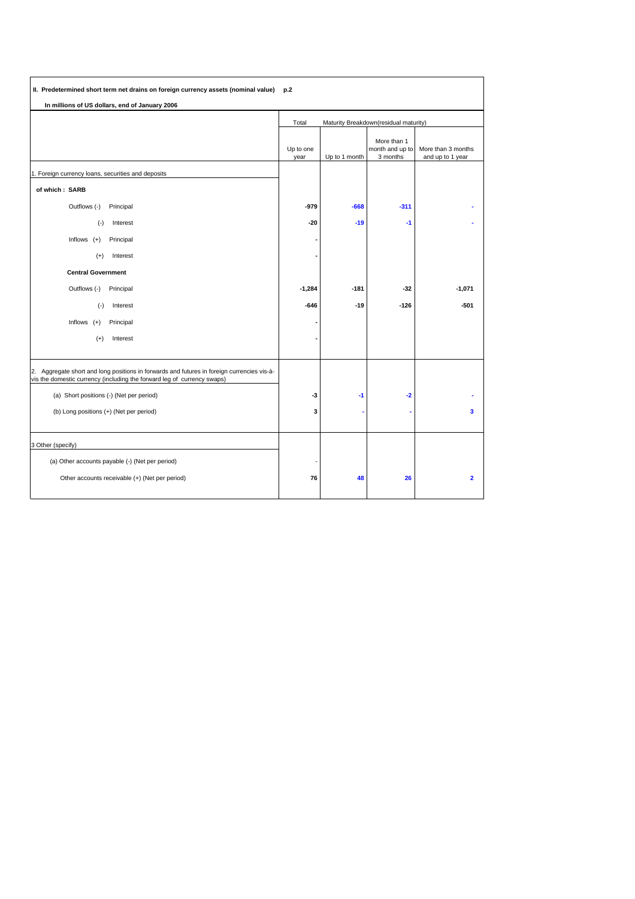**II. Predetermined short term net drains on foreign currency assets (nominal value)** **p.2**

**In millions of US dollars, end of January 2006**

| | Total | Maturity Breakdown(residual maturity) | | |
|---|---|---|---|---|
| | Up to one year | Up to 1 month | More than 1 month and up to 3 months | More than 3 months and up to 1 year |
| 1. Foreign currency loans, securities and deposits | | | | |
| **of which : SARB** | | | | |
| Outflows (-) Principal | **-979** | **-668** | **-311** | **-** |
| (-) Interest | **-20** | **-19** | **-1** | **-** |
| Inflows (+) Principal | **-** | | | |
| (+) Interest | **-** | | | |
| **Central Government** | | | | |
| Outflows (-) Principal | **-1,284** | **-181** | **-32** | **-1,071** |
| (-) Interest | **-646** | **-19** | **-126** | **-501** |
| Inflows (+) Principal | **-** | | | |
| (+) Interest | **-** | | | |
| 2. Aggregate short and long positions in forwards and futures in foreign currencies vis-à-vis the domestic currency (including the forward leg of currency swaps) | | | | |
| (a) Short positions (-) (Net per period) | **-3** | **-1** | **-2** | **-** |
| (b) Long positions (+) (Net per period) | **3** | **-** | **-** | **3** |
| 3 Other (specify) | | | | |
| (a) Other accounts payable (-) (Net per period) | - | | | |
| Other accounts receivable (+) (Net per period) | **76** | **48** | **26** | **2** |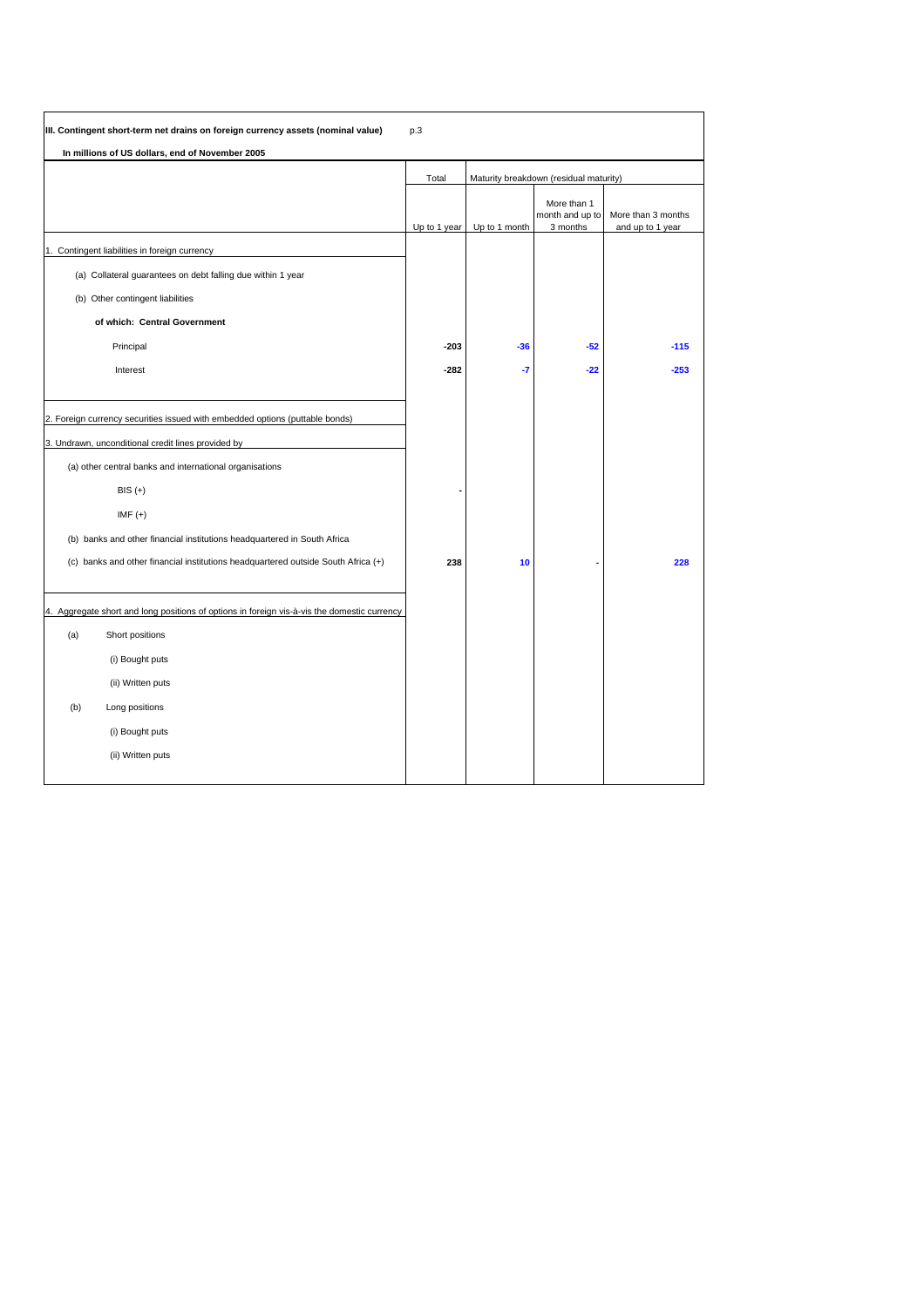**III. Contingent short-term net drains on foreign currency assets (nominal value)** p.3

**In millions of US dollars, end of November 2005**

| | Total | Maturity breakdown (residual maturity) | | |
|---|---|---|---|---|
| | Up to 1 year | Up to 1 month | More than 1 month and up to 3 months | More than 3 months and up to 1 year |
| 1. Contingent liabilities in foreign currency | | | | |
| (a) Collateral guarantees on debt falling due within 1 year | | | | |
| (b) Other contingent liabilities | | | | |
| **of which: Central Government** | | | | |
| Principal | **-203** | **-36** | **-52** | **-115** |
| Interest | **-282** | **-7** | **-22** | **-253** |
| 2. Foreign currency securities issued with embedded options (puttable bonds) | | | | |
| 3. Undrawn, unconditional credit lines provided by | | | | |
| (a) other central banks and international organisations | | | | |
| BIS (+) | - | | | |
| IMF (+) | | | | |
| (b) banks and other financial institutions headquartered in South Africa | | | | |
| (c) banks and other financial institutions headquartered outside South Africa (+) | **238** | **10** | - | **228** |
| 4. Aggregate short and long positions of options in foreign vis-à-vis the domestic currency | | | | |
| (a) Short positions | | | | |
| (i) Bought puts | | | | |
| (ii) Written puts | | | | |
| (b) Long positions | | | | |
| (i) Bought puts | | | | |
| (ii) Written puts | | | | |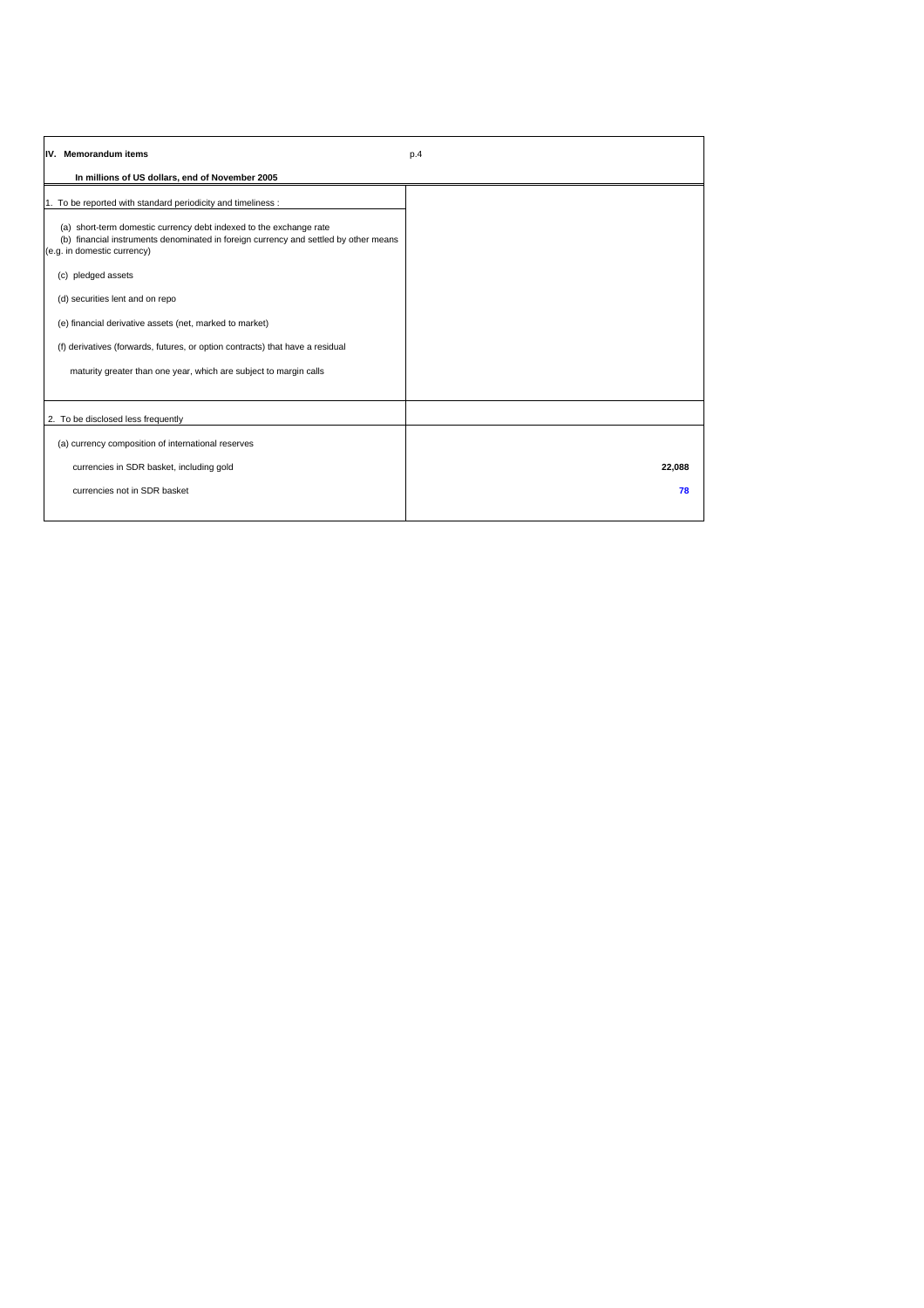| IV. Memorandum items | p.4 |
|---|---|
| **In millions of US dollars, end of November 2005** | |
| 1. To be reported with standard periodicity and timeliness : | |
| (a) short-term domestic currency debt indexed to the exchange rate | |
| (b) financial instruments denominated in foreign currency and settled by other means (e.g. in domestic currency) | |
| (c) pledged assets | |
| (d) securities lent and on repo | |
| (e) financial derivative assets (net, marked to market) | |
| (f) derivatives (forwards, futures, or option contracts) that have a residual maturity greater than one year, which are subject to margin calls | |
| 2. To be disclosed less frequently | |
| (a) currency composition of international reserves | |
| currencies in SDR basket, including gold | **22,088** |
| currencies not in SDR basket | **78** |